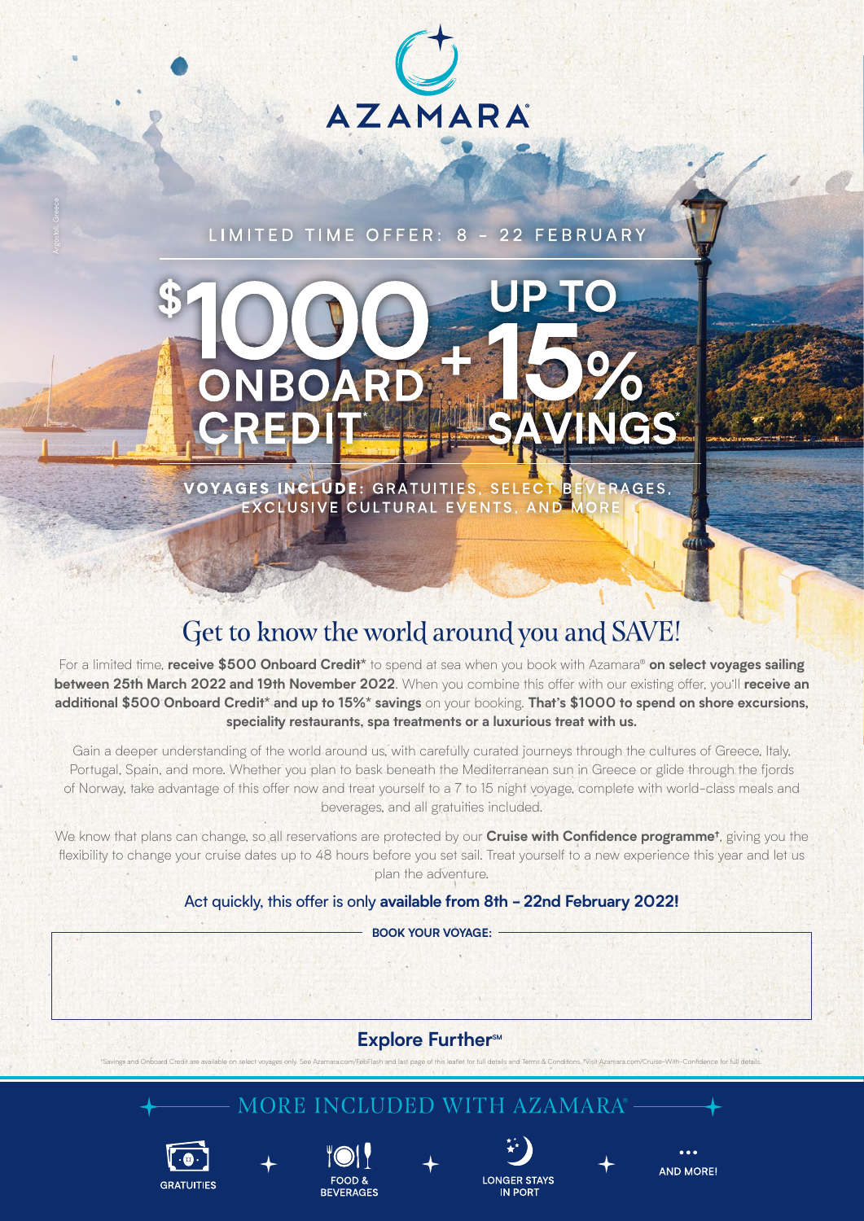# AZAMARA®

Argostoli, Greece

LIMITED TIME OFFER: 8 – 22 FEBRUARY

**$1000 ONBOARD CREDIT* + UP TO 15% SAVINGS***

**VOYAGES INCLUDE:** GRATUITIES, SELECT BEVERAGES, EXCLUSIVE CULTURAL EVENTS, AND MORE

## Get to know the world around you and SAVE!

For a limited time, **receive $500 Onboard Credit*** to spend at sea when you book with Azamara® **on select voyages sailing between 25th March 2022 and 19th November 2022**. When you combine this offer with our existing offer, you'll **receive an additional $500 Onboard Credit* and up to 15%* savings** on your booking. **That's $1000 to spend on shore excursions, speciality restaurants, spa treatments or a luxurious treat with us.**

Gain a deeper understanding of the world around us, with carefully curated journeys through the cultures of Greece, Italy, Portugal, Spain, and more. Whether you plan to bask beneath the Mediterranean sun in Greece or glide through the fjords of Norway, take advantage of this offer now and treat yourself to a 7 to 15 night voyage, complete with world-class meals and beverages, and all gratuities included.

We know that plans can change, so all reservations are protected by our **Cruise with Confidence programme†**, giving you the flexibility to change your cruise dates up to 48 hours before you set sail. Treat yourself to a new experience this year and let us plan the adventure.

Act quickly, this offer is only **available from 8th – 22nd February 2022!**

**BOOK YOUR VOYAGE:**

**Explore Further℠**

*Savings and Onboard Credit are available on select voyages only. See Azamara.com/FebFlash and last page of this leaflet for full details and Terms & Conditions. †Visit Azamara.com/Cruise-With-Confidence for full details.

## MORE INCLUDED WITH AZAMARA®

GRATUITIES

FOOD & BEVERAGES

LONGER STAYS IN PORT

AND MORE!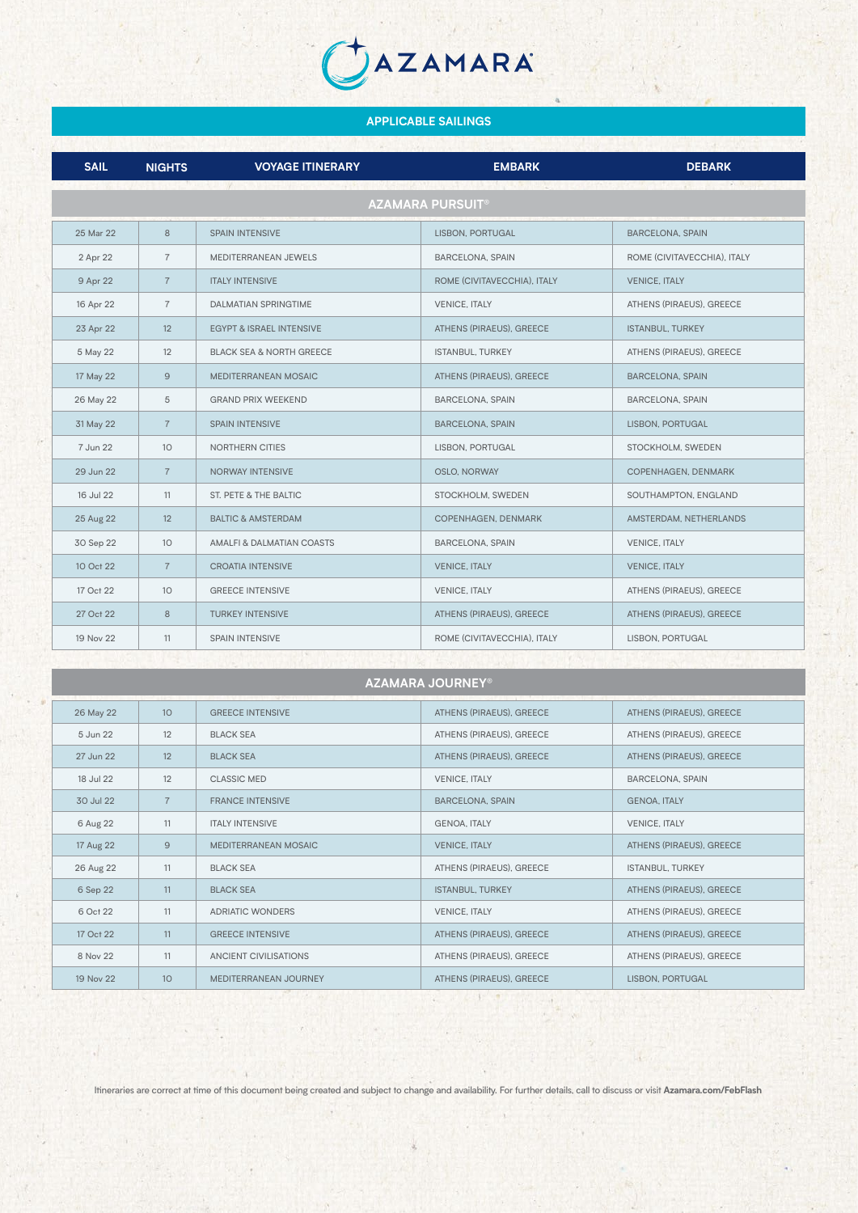# AZAMARA

## APPLICABLE SAILINGS

| SAIL | NIGHTS | VOYAGE ITINERARY | EMBARK | DEBARK |
|---|---|---|---|---|
| **AZAMARA PURSUIT®** | | | | |
| 25 Mar 22 | 8 | SPAIN INTENSIVE | LISBON, PORTUGAL | BARCELONA, SPAIN |
| 2 Apr 22 | 7 | MEDITERRANEAN JEWELS | BARCELONA, SPAIN | ROME (CIVITAVECCHIA), ITALY |
| 9 Apr 22 | 7 | ITALY INTENSIVE | ROME (CIVITAVECCHIA), ITALY | VENICE, ITALY |
| 16 Apr 22 | 7 | DALMATIAN SPRINGTIME | VENICE, ITALY | ATHENS (PIRAEUS), GREECE |
| 23 Apr 22 | 12 | EGYPT & ISRAEL INTENSIVE | ATHENS (PIRAEUS), GREECE | ISTANBUL, TURKEY |
| 5 May 22 | 12 | BLACK SEA & NORTH GREECE | ISTANBUL, TURKEY | ATHENS (PIRAEUS), GREECE |
| 17 May 22 | 9 | MEDITERRANEAN MOSAIC | ATHENS (PIRAEUS), GREECE | BARCELONA, SPAIN |
| 26 May 22 | 5 | GRAND PRIX WEEKEND | BARCELONA, SPAIN | BARCELONA, SPAIN |
| 31 May 22 | 7 | SPAIN INTENSIVE | BARCELONA, SPAIN | LISBON, PORTUGAL |
| 7 Jun 22 | 10 | NORTHERN CITIES | LISBON, PORTUGAL | STOCKHOLM, SWEDEN |
| 29 Jun 22 | 7 | NORWAY INTENSIVE | OSLO, NORWAY | COPENHAGEN, DENMARK |
| 16 Jul 22 | 11 | ST. PETE & THE BALTIC | STOCKHOLM, SWEDEN | SOUTHAMPTON, ENGLAND |
| 25 Aug 22 | 12 | BALTIC & AMSTERDAM | COPENHAGEN, DENMARK | AMSTERDAM, NETHERLANDS |
| 30 Sep 22 | 10 | AMALFI & DALMATIAN COASTS | BARCELONA, SPAIN | VENICE, ITALY |
| 10 Oct 22 | 7 | CROATIA INTENSIVE | VENICE, ITALY | VENICE, ITALY |
| 17 Oct 22 | 10 | GREECE INTENSIVE | VENICE, ITALY | ATHENS (PIRAEUS), GREECE |
| 27 Oct 22 | 8 | TURKEY INTENSIVE | ATHENS (PIRAEUS), GREECE | ATHENS (PIRAEUS), GREECE |
| 19 Nov 22 | 11 | SPAIN INTENSIVE | ROME (CIVITAVECCHIA), ITALY | LISBON, PORTUGAL |
| **AZAMARA JOURNEY®** | | | | |
| 26 May 22 | 10 | GREECE INTENSIVE | ATHENS (PIRAEUS), GREECE | ATHENS (PIRAEUS), GREECE |
| 5 Jun 22 | 12 | BLACK SEA | ATHENS (PIRAEUS), GREECE | ATHENS (PIRAEUS), GREECE |
| 27 Jun 22 | 12 | BLACK SEA | ATHENS (PIRAEUS), GREECE | ATHENS (PIRAEUS), GREECE |
| 18 Jul 22 | 12 | CLASSIC MED | VENICE, ITALY | BARCELONA, SPAIN |
| 30 Jul 22 | 7 | FRANCE INTENSIVE | BARCELONA, SPAIN | GENOA, ITALY |
| 6 Aug 22 | 11 | ITALY INTENSIVE | GENOA, ITALY | VENICE, ITALY |
| 17 Aug 22 | 9 | MEDITERRANEAN MOSAIC | VENICE, ITALY | ATHENS (PIRAEUS), GREECE |
| 26 Aug 22 | 11 | BLACK SEA | ATHENS (PIRAEUS), GREECE | ISTANBUL, TURKEY |
| 6 Sep 22 | 11 | BLACK SEA | ISTANBUL, TURKEY | ATHENS (PIRAEUS), GREECE |
| 6 Oct 22 | 11 | ADRIATIC WONDERS | VENICE, ITALY | ATHENS (PIRAEUS), GREECE |
| 17 Oct 22 | 11 | GREECE INTENSIVE | ATHENS (PIRAEUS), GREECE | ATHENS (PIRAEUS), GREECE |
| 8 Nov 22 | 11 | ANCIENT CIVILISATIONS | ATHENS (PIRAEUS), GREECE | ATHENS (PIRAEUS), GREECE |
| 19 Nov 22 | 10 | MEDITERRANEAN JOURNEY | ATHENS (PIRAEUS), GREECE | LISBON, PORTUGAL |

Itineraries are correct at time of this document being created and subject to change and availability. For further details, call to discuss or visit **Azamara.com/FebFlash**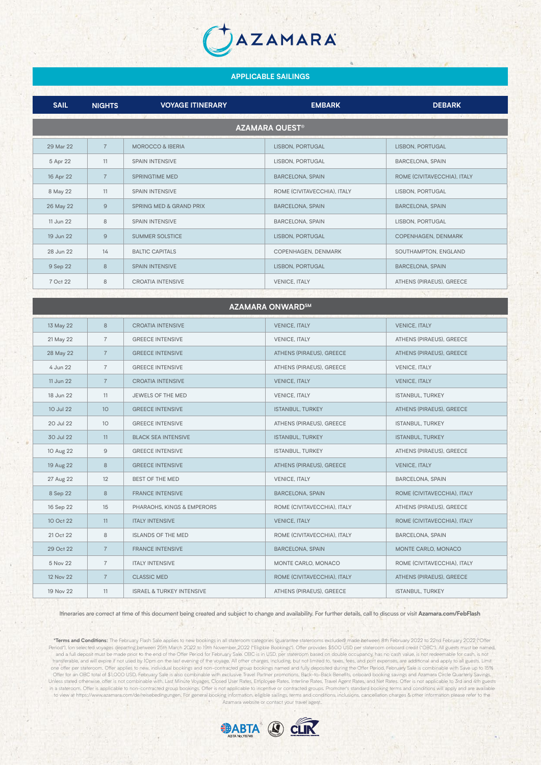# AZAMARA

## APPLICABLE SAILINGS

| SAIL | NIGHTS | VOYAGE ITINERARY | EMBARK | DEBARK |
|---|---|---|---|---|
| **AZAMARA QUEST®** | | | | |
| 29 Mar 22 | 7 | MOROCCO & IBERIA | LISBON, PORTUGAL | LISBON, PORTUGAL |
| 5 Apr 22 | 11 | SPAIN INTENSIVE | LISBON, PORTUGAL | BARCELONA, SPAIN |
| 16 Apr 22 | 7 | SPRINGTIME MED | BARCELONA, SPAIN | ROME (CIVITAVECCHIA), ITALY |
| 8 May 22 | 11 | SPAIN INTENSIVE | ROME (CIVITAVECCHIA), ITALY | LISBON, PORTUGAL |
| 26 May 22 | 9 | SPRING MED & GRAND PRIX | BARCELONA, SPAIN | BARCELONA, SPAIN |
| 11 Jun 22 | 8 | SPAIN INTENSIVE | BARCELONA, SPAIN | LISBON, PORTUGAL |
| 19 Jun 22 | 9 | SUMMER SOLSTICE | LISBON, PORTUGAL | COPENHAGEN, DENMARK |
| 28 Jun 22 | 14 | BALTIC CAPITALS | COPENHAGEN, DENMARK | SOUTHAMPTON, ENGLAND |
| 9 Sep 22 | 8 | SPAIN INTENSIVE | LISBON, PORTUGAL | BARCELONA, SPAIN |
| 7 Oct 22 | 8 | CROATIA INTENSIVE | VENICE, ITALY | ATHENS (PIRAEUS), GREECE |
| **AZAMARA ONWARD℠** | | | | |
| 13 May 22 | 8 | CROATIA INTENSIVE | VENICE, ITALY | VENICE, ITALY |
| 21 May 22 | 7 | GREECE INTENSIVE | VENICE, ITALY | ATHENS (PIRAEUS), GREECE |
| 28 May 22 | 7 | GREECE INTENSIVE | ATHENS (PIRAEUS), GREECE | ATHENS (PIRAEUS), GREECE |
| 4 Jun 22 | 7 | GREECE INTENSIVE | ATHENS (PIRAEUS), GREECE | VENICE, ITALY |
| 11 Jun 22 | 7 | CROATIA INTENSIVE | VENICE, ITALY | VENICE, ITALY |
| 18 Jun 22 | 11 | JEWELS OF THE MED | VENICE, ITALY | ISTANBUL, TURKEY |
| 10 Jul 22 | 10 | GREECE INTENSIVE | ISTANBUL, TURKEY | ATHENS (PIRAEUS), GREECE |
| 20 Jul 22 | 10 | GREECE INTENSIVE | ATHENS (PIRAEUS), GREECE | ISTANBUL, TURKEY |
| 30 Jul 22 | 11 | BLACK SEA INTENSIVE | ISTANBUL, TURKEY | ISTANBUL, TURKEY |
| 10 Aug 22 | 9 | GREECE INTENSIVE | ISTANBUL, TURKEY | ATHENS (PIRAEUS), GREECE |
| 19 Aug 22 | 8 | GREECE INTENSIVE | ATHENS (PIRAEUS), GREECE | VENICE, ITALY |
| 27 Aug 22 | 12 | BEST OF THE MED | VENICE, ITALY | BARCELONA, SPAIN |
| 8 Sep 22 | 8 | FRANCE INTENSIVE | BARCELONA, SPAIN | ROME (CIVITAVECCHIA), ITALY |
| 16 Sep 22 | 15 | PHARAOHS, KINGS & EMPERORS | ROME (CIVITAVECCHIA), ITALY | ATHENS (PIRAEUS), GREECE |
| 10 Oct 22 | 11 | ITALY INTENSIVE | VENICE, ITALY | ROME (CIVITAVECCHIA), ITALY |
| 21 Oct 22 | 8 | ISLANDS OF THE MED | ROME (CIVITAVECCHIA), ITALY | BARCELONA, SPAIN |
| 29 Oct 22 | 7 | FRANCE INTENSIVE | BARCELONA, SPAIN | MONTE CARLO, MONACO |
| 5 Nov 22 | 7 | ITALY INTENSIVE | MONTE CARLO, MONACO | ROME (CIVITAVECCHIA), ITALY |
| 12 Nov 22 | 7 | CLASSIC MED | ROME (CIVITAVECCHIA), ITALY | ATHENS (PIRAEUS), GREECE |
| 19 Nov 22 | 11 | ISRAEL & TURKEY INTENSIVE | ATHENS (PIRAEUS), GREECE | ISTANBUL, TURKEY |

Itineraries are correct at time of this document being created and subject to change and availability. For further details, call to discuss or visit **Azamara.com/FebFlash**

***Terms and Conditions:** The February Flash Sale applies to new bookings in all stateroom categories (guarantee staterooms excluded) made between 8th February 2022 to 22nd February 2022 ("Offer Period"), (on selected voyages departing between 25th March 2022 to 19th November 2022 ("Eligible Bookings"). Offer provides $500 USD per stateroom onboard credit ("OBC"). All guests must be named, and a full deposit must be made prior to the end of the Offer Period for February Sale. OBC is in USD, per stateroom based on double occupancy, has no cash value, is not redeemable for cash, is not transferable, and will expire if not used by 10pm on the last evening of the voyage. All other charges, including, but not limited to, taxes, fees, and port expenses, are additional and apply to all guests. Limit one offer per stateroom. Offer applies to new, individual bookings and non-contracted group bookings named and fully deposited during the Offer Period. February Sale is combinable with Save up to 15% Offer for an OBC total of $1,000 USD. February Sale is also combinable with exclusive Travel Partner promotions, Back-to-Back Benefits, onboard booking savings and Azamara Circle Quarterly Savings. Unless stated otherwise, offer is not combinable with, Last Minute Voyages, Closed User Rates, Employee Rates, Interline Rates, Travel Agent Rates, and Net Rates. Offer is not applicable to 3rd and 4th guests in a stateroom. Offer is applicable to non-contracted group bookings. Offer is not applicable to incentive or contracted groups. Promoter's standard booking terms and conditions will apply and are available to view at https://www.azamara.com/de/reisebedingungen. For general booking information, eligible sailings, terms and conditions, inclusions, cancellation charges & other information please refer to the Azamara website or contact your travel agent.

ABTA ABTA No.Y6749 CLIA